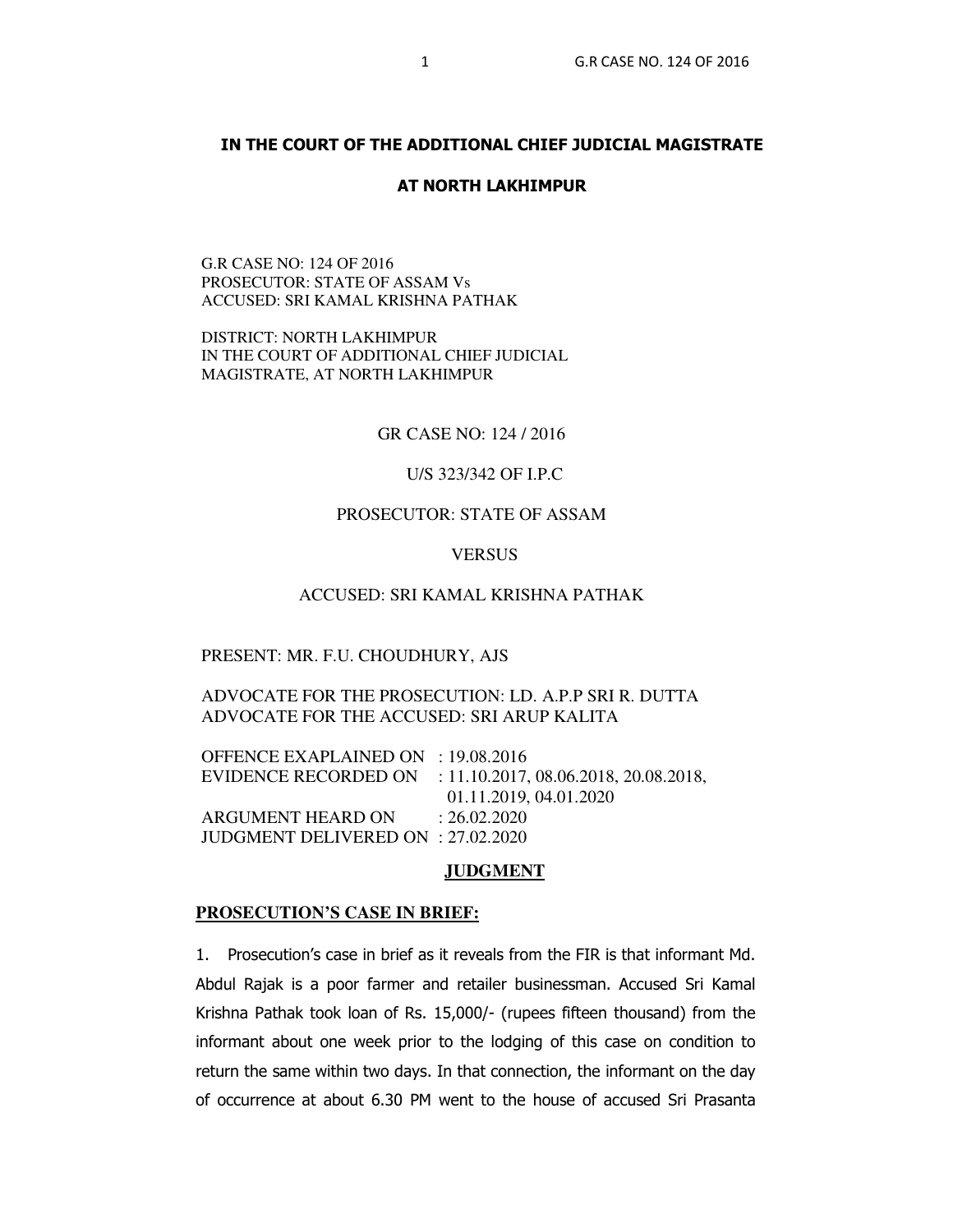## IN THE COURT OF THE ADDITIONAL CHIEF JUDICIAL MAGISTRATE

## AT NORTH LAKHIMPUR

G.R CASE NO: 124 OF 2016
PROSECUTOR: STATE OF ASSAM Vs
ACCUSED: SRI KAMAL KRISHNA PATHAK

DISTRICT: NORTH LAKHIMPUR
IN THE COURT OF ADDITIONAL CHIEF JUDICIAL MAGISTRATE, AT NORTH LAKHIMPUR

GR CASE NO: 124 / 2016

U/S 323/342 OF I.P.C

PROSECUTOR: STATE OF ASSAM

VERSUS

ACCUSED: SRI KAMAL KRISHNA PATHAK

PRESENT: MR. F.U. CHOUDHURY, AJS

ADVOCATE FOR THE PROSECUTION: LD. A.P.P SRI R. DUTTA
ADVOCATE FOR THE ACCUSED: SRI ARUP KALITA

OFFENCE EXAPLAINED ON : 19.08.2016
EVIDENCE RECORDED ON : 11.10.2017, 08.06.2018, 20.08.2018, 01.11.2019, 04.01.2020
ARGUMENT HEARD ON : 26.02.2020
JUDGMENT DELIVERED ON : 27.02.2020

### JUDGMENT

**PROSECUTION'S CASE IN BRIEF:**

1. Prosecution's case in brief as it reveals from the FIR is that informant Md. Abdul Rajak is a poor farmer and retailer businessman. Accused Sri Kamal Krishna Pathak took loan of Rs. 15,000/- (rupees fifteen thousand) from the informant about one week prior to the lodging of this case on condition to return the same within two days. In that connection, the informant on the day of occurrence at about 6.30 PM went to the house of accused Sri Prasanta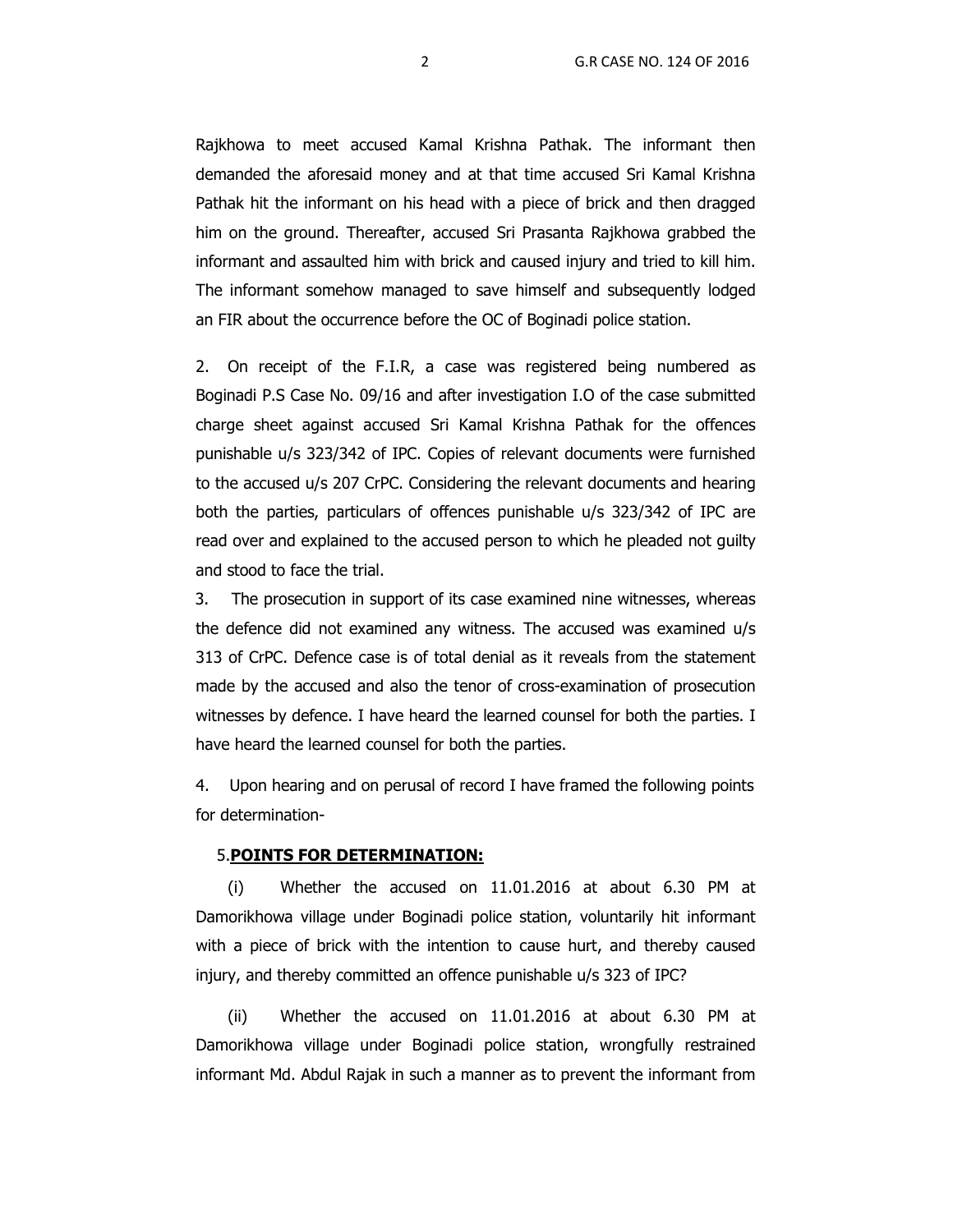Rajkhowa to meet accused Kamal Krishna Pathak. The informant then demanded the aforesaid money and at that time accused Sri Kamal Krishna Pathak hit the informant on his head with a piece of brick and then dragged him on the ground. Thereafter, accused Sri Prasanta Rajkhowa grabbed the informant and assaulted him with brick and caused injury and tried to kill him. The informant somehow managed to save himself and subsequently lodged an FIR about the occurrence before the OC of Boginadi police station.

2. On receipt of the F.I.R, a case was registered being numbered as Boginadi P.S Case No. 09/16 and after investigation I.O of the case submitted charge sheet against accused Sri Kamal Krishna Pathak for the offences punishable u/s 323/342 of IPC. Copies of relevant documents were furnished to the accused u/s 207 CrPC. Considering the relevant documents and hearing both the parties, particulars of offences punishable u/s 323/342 of IPC are read over and explained to the accused person to which he pleaded not guilty and stood to face the trial.

3. The prosecution in support of its case examined nine witnesses, whereas the defence did not examined any witness. The accused was examined u/s 313 of CrPC. Defence case is of total denial as it reveals from the statement made by the accused and also the tenor of cross-examination of prosecution witnesses by defence. I have heard the learned counsel for both the parties. I have heard the learned counsel for both the parties.

4. Upon hearing and on perusal of record I have framed the following points for determination-

5.**POINTS FOR DETERMINATION:**

(i) Whether the accused on 11.01.2016 at about 6.30 PM at Damorikhowa village under Boginadi police station, voluntarily hit informant with a piece of brick with the intention to cause hurt, and thereby caused injury, and thereby committed an offence punishable u/s 323 of IPC?

(ii) Whether the accused on 11.01.2016 at about 6.30 PM at Damorikhowa village under Boginadi police station, wrongfully restrained informant Md. Abdul Rajak in such a manner as to prevent the informant from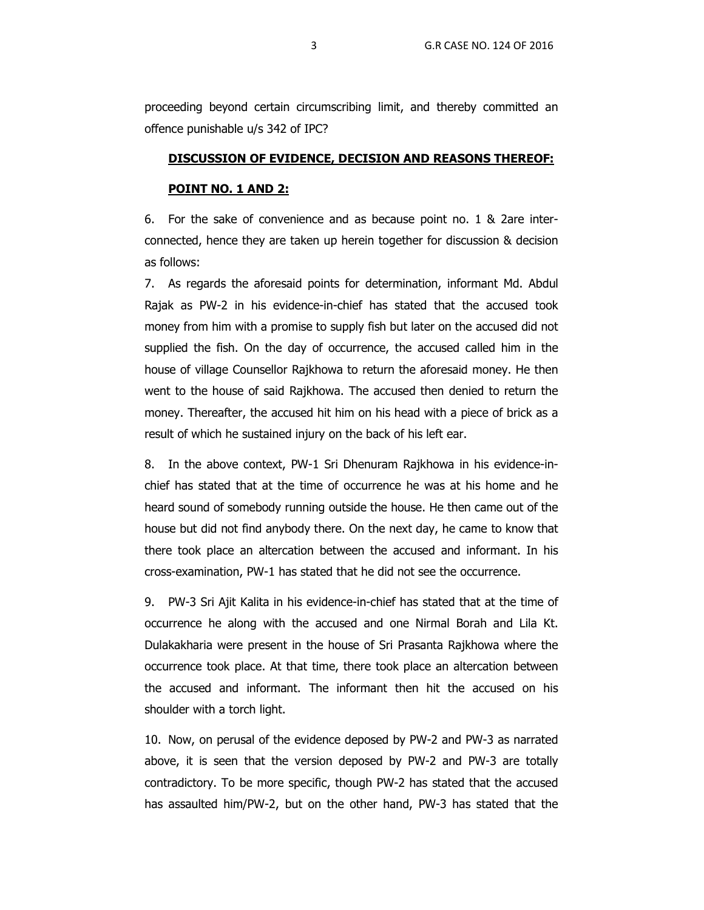proceeding beyond certain circumscribing limit, and thereby committed an offence punishable u/s 342 of IPC?

**DISCUSSION OF EVIDENCE, DECISION AND REASONS THEREOF:**

**POINT NO. 1 AND 2:**

6. For the sake of convenience and as because point no. 1 & 2are inter-connected, hence they are taken up herein together for discussion & decision as follows:

7. As regards the aforesaid points for determination, informant Md. Abdul Rajak as PW-2 in his evidence-in-chief has stated that the accused took money from him with a promise to supply fish but later on the accused did not supplied the fish. On the day of occurrence, the accused called him in the house of village Counsellor Rajkhowa to return the aforesaid money. He then went to the house of said Rajkhowa. The accused then denied to return the money. Thereafter, the accused hit him on his head with a piece of brick as a result of which he sustained injury on the back of his left ear.

8. In the above context, PW-1 Sri Dhenuram Rajkhowa in his evidence-in-chief has stated that at the time of occurrence he was at his home and he heard sound of somebody running outside the house. He then came out of the house but did not find anybody there. On the next day, he came to know that there took place an altercation between the accused and informant. In his cross-examination, PW-1 has stated that he did not see the occurrence.

9. PW-3 Sri Ajit Kalita in his evidence-in-chief has stated that at the time of occurrence he along with the accused and one Nirmal Borah and Lila Kt. Dulakakharia were present in the house of Sri Prasanta Rajkhowa where the occurrence took place. At that time, there took place an altercation between the accused and informant. The informant then hit the accused on his shoulder with a torch light.

10. Now, on perusal of the evidence deposed by PW-2 and PW-3 as narrated above, it is seen that the version deposed by PW-2 and PW-3 are totally contradictory. To be more specific, though PW-2 has stated that the accused has assaulted him/PW-2, but on the other hand, PW-3 has stated that the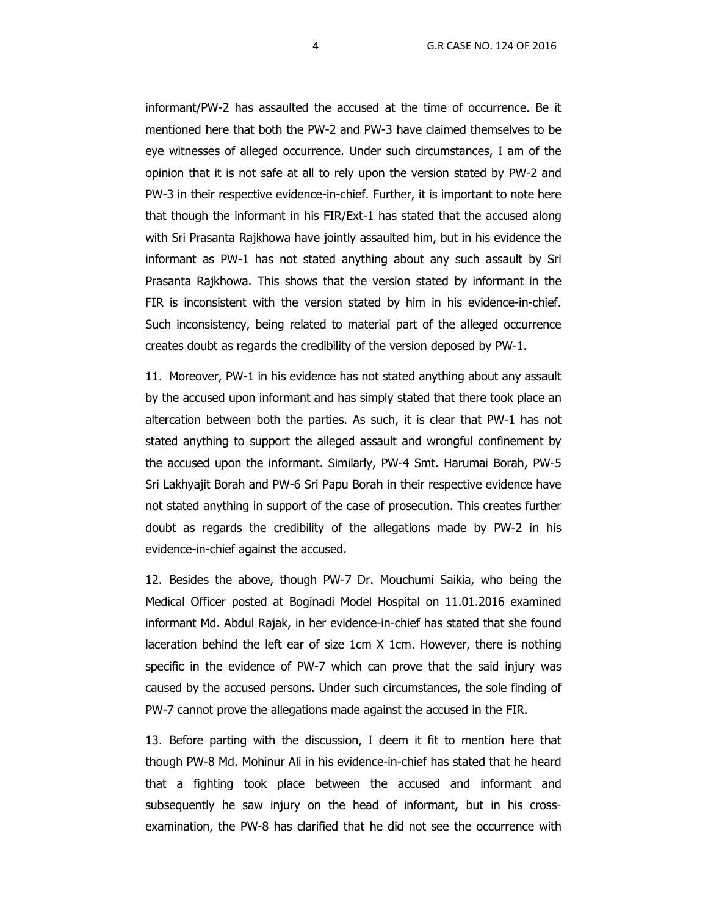informant/PW-2 has assaulted the accused at the time of occurrence. Be it mentioned here that both the PW-2 and PW-3 have claimed themselves to be eye witnesses of alleged occurrence. Under such circumstances, I am of the opinion that it is not safe at all to rely upon the version stated by PW-2 and PW-3 in their respective evidence-in-chief. Further, it is important to note here that though the informant in his FIR/Ext-1 has stated that the accused along with Sri Prasanta Rajkhowa have jointly assaulted him, but in his evidence the informant as PW-1 has not stated anything about any such assault by Sri Prasanta Rajkhowa. This shows that the version stated by informant in the FIR is inconsistent with the version stated by him in his evidence-in-chief. Such inconsistency, being related to material part of the alleged occurrence creates doubt as regards the credibility of the version deposed by PW-1.

11. Moreover, PW-1 in his evidence has not stated anything about any assault by the accused upon informant and has simply stated that there took place an altercation between both the parties. As such, it is clear that PW-1 has not stated anything to support the alleged assault and wrongful confinement by the accused upon the informant. Similarly, PW-4 Smt. Harumai Borah, PW-5 Sri Lakhyajit Borah and PW-6 Sri Papu Borah in their respective evidence have not stated anything in support of the case of prosecution. This creates further doubt as regards the credibility of the allegations made by PW-2 in his evidence-in-chief against the accused.

12. Besides the above, though PW-7 Dr. Mouchumi Saikia, who being the Medical Officer posted at Boginadi Model Hospital on 11.01.2016 examined informant Md. Abdul Rajak, in her evidence-in-chief has stated that she found laceration behind the left ear of size 1cm X 1cm. However, there is nothing specific in the evidence of PW-7 which can prove that the said injury was caused by the accused persons. Under such circumstances, the sole finding of PW-7 cannot prove the allegations made against the accused in the FIR.

13. Before parting with the discussion, I deem it fit to mention here that though PW-8 Md. Mohinur Ali in his evidence-in-chief has stated that he heard that a fighting took place between the accused and informant and subsequently he saw injury on the head of informant, but in his cross-examination, the PW-8 has clarified that he did not see the occurrence with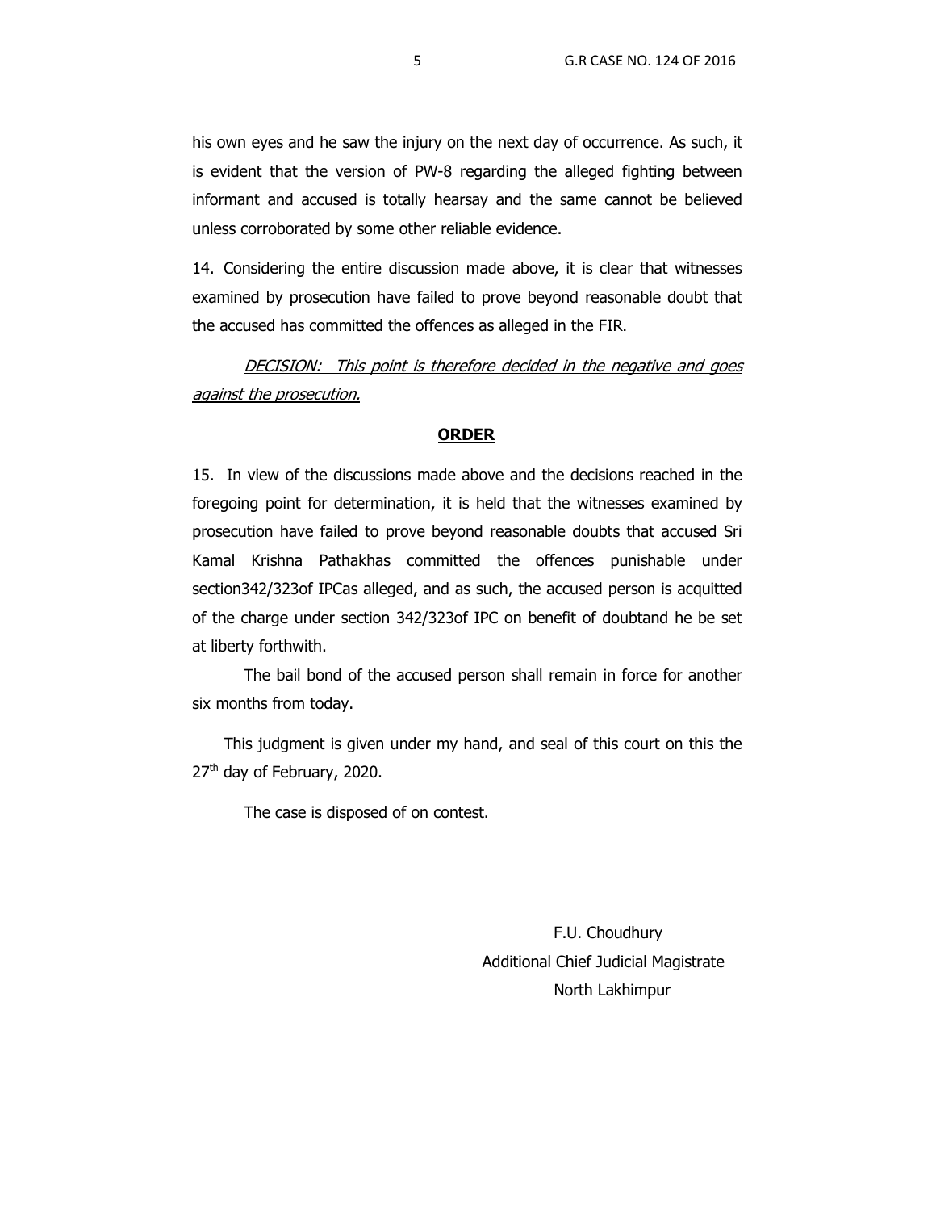his own eyes and he saw the injury on the next day of occurrence. As such, it is evident that the version of PW-8 regarding the alleged fighting between informant and accused is totally hearsay and the same cannot be believed unless corroborated by some other reliable evidence.

14. Considering the entire discussion made above, it is clear that witnesses examined by prosecution have failed to prove beyond reasonable doubt that the accused has committed the offences as alleged in the FIR.

*DECISION: This point is therefore decided in the negative and goes against the prosecution.*

## **ORDER**

15. In view of the discussions made above and the decisions reached in the foregoing point for determination, it is held that the witnesses examined by prosecution have failed to prove beyond reasonable doubts that accused Sri Kamal Krishna Pathakhas committed the offences punishable under section342/323of IPCas alleged, and as such, the accused person is acquitted of the charge under section 342/323of IPC on benefit of doubtand he be set at liberty forthwith.

The bail bond of the accused person shall remain in force for another six months from today.

This judgment is given under my hand, and seal of this court on this the 27th day of February, 2020.

The case is disposed of on contest.

F.U. Choudhury
Additional Chief Judicial Magistrate
North Lakhimpur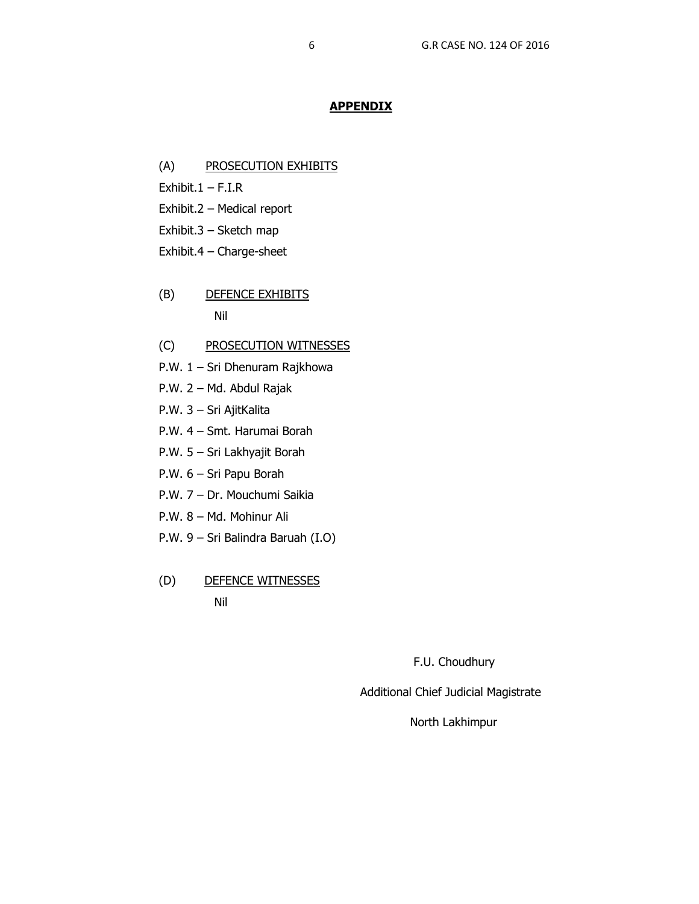## APPENDIX

(A) PROSECUTION EXHIBITS

Exhibit.1 – F.I.R

Exhibit.2 – Medical report

Exhibit.3 – Sketch map

Exhibit.4 – Charge-sheet

(B) DEFENCE EXHIBITS

Nil

(C) PROSECUTION WITNESSES

P.W. 1 – Sri Dhenuram Rajkhowa

P.W. 2 – Md. Abdul Rajak

P.W. 3 – Sri AjitKalita

P.W. 4 – Smt. Harumai Borah

P.W. 5 – Sri Lakhyajit Borah

P.W. 6 – Sri Papu Borah

P.W. 7 – Dr. Mouchumi Saikia

P.W. 8 – Md. Mohinur Ali

P.W. 9 – Sri Balindra Baruah (I.O)

(D) DEFENCE WITNESSES

Nil

F.U. Choudhury

Additional Chief Judicial Magistrate

North Lakhimpur